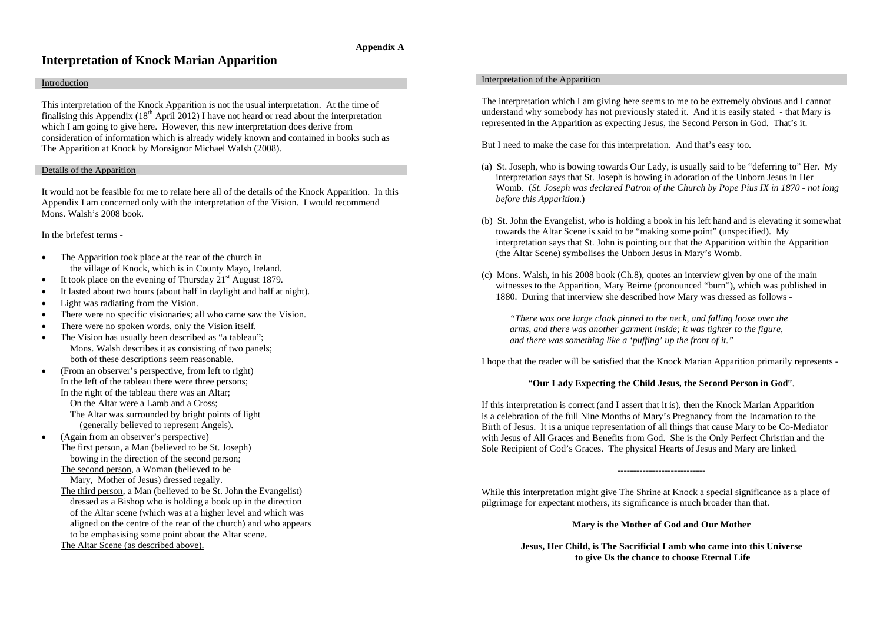**Appendix A**

# Interpretation of Knock Marian Apparition

## Introduction

This interpretation of the Knock Apparition is not the usual interpretation. At the time of finalising this Appendix (18th April 2012) I have not heard or read about the interpretation which I am going to give here. However, this new interpretation does derive from consideration of information which is already widely known and contained in books such as The Apparition at Knock by Monsignor Michael Walsh (2008).

## Details of the Apparition

It would not be feasible for me to relate here all of the details of the Knock Apparition. In this Appendix I am concerned only with the interpretation of the Vision. I would recommend Mons. Walsh's 2008 book.

In the briefest terms -

- The Apparition took place at the rear of the church in the village of Knock, which is in County Mayo, Ireland.
- It took place on the evening of Thursday 21st August 1879.
- It lasted about two hours (about half in daylight and half at night).
- Light was radiating from the Vision.
- There were no specific visionaries; all who came saw the Vision.
- There were no spoken words, only the Vision itself.
- The Vision has usually been described as "a tableau";
  Mons. Walsh describes it as consisting of two panels;
  both of these descriptions seem reasonable.
- (From an observer's perspective, from left to right)
  In the left of the tableau there were three persons;
  In the right of the tableau there was an Altar;
  On the Altar were a Lamb and a Cross;
  The Altar was surrounded by bright points of light
  (generally believed to represent Angels).
- (Again from an observer's perspective)
  The first person, a Man (believed to be St. Joseph) bowing in the direction of the second person;
  The second person, a Woman (believed to be Mary, Mother of Jesus) dressed regally.
  The third person, a Man (believed to be St. John the Evangelist) dressed as a Bishop who is holding a book up in the direction of the Altar scene (which was at a higher level and which was aligned on the centre of the rear of the church) and who appears to be emphasising some point about the Altar scene.
  The Altar Scene (as described above).

## Interpretation of the Apparition

The interpretation which I am giving here seems to me to be extremely obvious and I cannot understand why somebody has not previously stated it. And it is easily stated - that Mary is represented in the Apparition as expecting Jesus, the Second Person in God. That's it.

But I need to make the case for this interpretation. And that's easy too.

(a) St. Joseph, who is bowing towards Our Lady, is usually said to be "deferring to" Her. My interpretation says that St. Joseph is bowing in adoration of the Unborn Jesus in Her Womb. (*St. Joseph was declared Patron of the Church by Pope Pius IX in 1870 - not long before this Apparition.*)

(b) St. John the Evangelist, who is holding a book in his left hand and is elevating it somewhat towards the Altar Scene is said to be "making some point" (unspecified). My interpretation says that St. John is pointing out that the Apparition within the Apparition (the Altar Scene) symbolises the Unborn Jesus in Mary's Womb.

(c) Mons. Walsh, in his 2008 book (Ch.8), quotes an interview given by one of the main witnesses to the Apparition, Mary Beirne (pronounced "burn"), which was published in 1880. During that interview she described how Mary was dressed as follows -

> *"There was one large cloak pinned to the neck, and falling loose over the arms, and there was another garment inside; it was tighter to the figure, and there was something like a 'puffing' up the front of it."*

I hope that the reader will be satisfied that the Knock Marian Apparition primarily represents -

"**Our Lady Expecting the Child Jesus, the Second Person in God**".

If this interpretation is correct (and I assert that it is), then the Knock Marian Apparition is a celebration of the full Nine Months of Mary's Pregnancy from the Incarnation to the Birth of Jesus. It is a unique representation of all things that cause Mary to be Co-Mediator with Jesus of All Graces and Benefits from God. She is the Only Perfect Christian and the Sole Recipient of God's Graces. The physical Hearts of Jesus and Mary are linked.

----------------------------

While this interpretation might give The Shrine at Knock a special significance as a place of pilgrimage for expectant mothers, its significance is much broader than that.

**Mary is the Mother of God and Our Mother**

**Jesus, Her Child, is The Sacrificial Lamb who came into this Universe to give Us the chance to choose Eternal Life**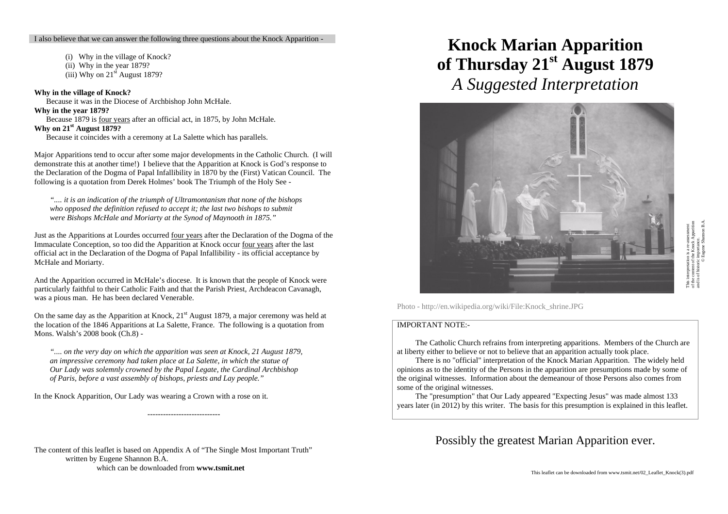I also believe that we can answer the following three questions about the Knock Apparition -

(i) Why in the village of Knock?
(ii) Why in the year 1879?
(iii) Why on 21st August 1879?

**Why in the village of Knock?**
Because it was in the Diocese of Archbishop John McHale.

**Why in the year 1879?**
Because 1879 is four years after an official act, in 1875, by John McHale.

**Why on 21st August 1879?**
Because it coincides with a ceremony at La Salette which has parallels.

Major Apparitions tend to occur after some major developments in the Catholic Church. (I will demonstrate this at another time!) I believe that the Apparition at Knock is God's response to the Declaration of the Dogma of Papal Infallibility in 1870 by the (First) Vatican Council. The following is a quotation from Derek Holmes' book The Triumph of the Holy See -

> *".... it is an indication of the triumph of Ultramontanism that none of the bishops who opposed the definition refused to accept it; the last two bishops to submit were Bishops McHale and Moriarty at the Synod of Maynooth in 1875."*

Just as the Apparitions at Lourdes occurred four years after the Declaration of the Dogma of the Immaculate Conception, so too did the Apparition at Knock occur four years after the last official act in the Declaration of the Dogma of Papal Infallibility - its official acceptance by McHale and Moriarty.

And the Apparition occurred in McHale's diocese. It is known that the people of Knock were particularly faithful to their Catholic Faith and that the Parish Priest, Archdeacon Cavanagh, was a pious man. He has been declared Venerable.

On the same day as the Apparition at Knock, 21st August 1879, a major ceremony was held at the location of the 1846 Apparitions at La Salette, France. The following is a quotation from Mons. Walsh's 2008 book (Ch.8) -

> *".... on the very day on which the apparition was seen at Knock, 21 August 1879, an impressive ceremony had taken place at La Salette, in which the statue of Our Lady was solemnly crowned by the Papal Legate, the Cardinal Archbishop of Paris, before a vast assembly of bishops, priests and Lay people."*

In the Knock Apparition, Our Lady was wearing a Crown with a rose on it.

----------------------------

The content of this leaflet is based on Appendix A of "The Single Most Important Truth" written by Eugene Shannon B.A. which can be downloaded from **www.tsmit.net**

# Knock Marian Apparition of Thursday 21st August 1879

## *A Suggested Interpretation*

Photo - http://en.wikipedia.org/wiki/File:Knock_shrine.JPG

This interpretation is a re-assessment of the content of the Knock Apparition and is of historic importance. © Eugene Shannon B.A.

IMPORTANT NOTE:-

The Catholic Church refrains from interpreting apparitions. Members of the Church are at liberty either to believe or not to believe that an apparition actually took place.

There is no "official" interpretation of the Knock Marian Apparition. The widely held opinions as to the identity of the Persons in the apparition are presumptions made by some of the original witnesses. Information about the demeanour of those Persons also comes from some of the original witnesses.

The "presumption" that Our Lady appeared "Expecting Jesus" was made almost 133 years later (in 2012) by this writer. The basis for this presumption is explained in this leaflet.

Possibly the greatest Marian Apparition ever.

This leaflet can be downloaded from www.tsmit.net/02_Leaflet_Knock(3).pdf